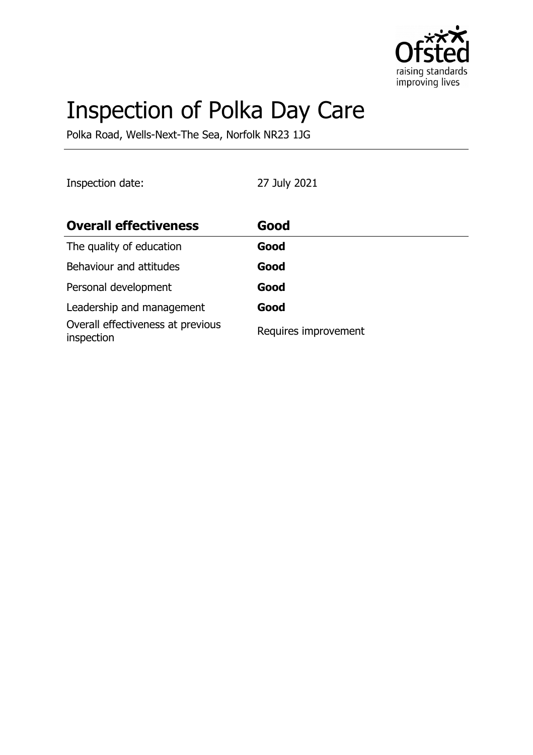# Inspection of Polka Day Care

Polka Road, Wells-Next-The Sea, Norfolk NR23 1JG

Inspection date: 27 July 2021

| **Overall effectiveness** | **Good** |
|---|---|
| The quality of education | **Good** |
| Behaviour and attitudes | **Good** |
| Personal development | **Good** |
| Leadership and management | **Good** |
| Overall effectiveness at previous inspection | Requires improvement |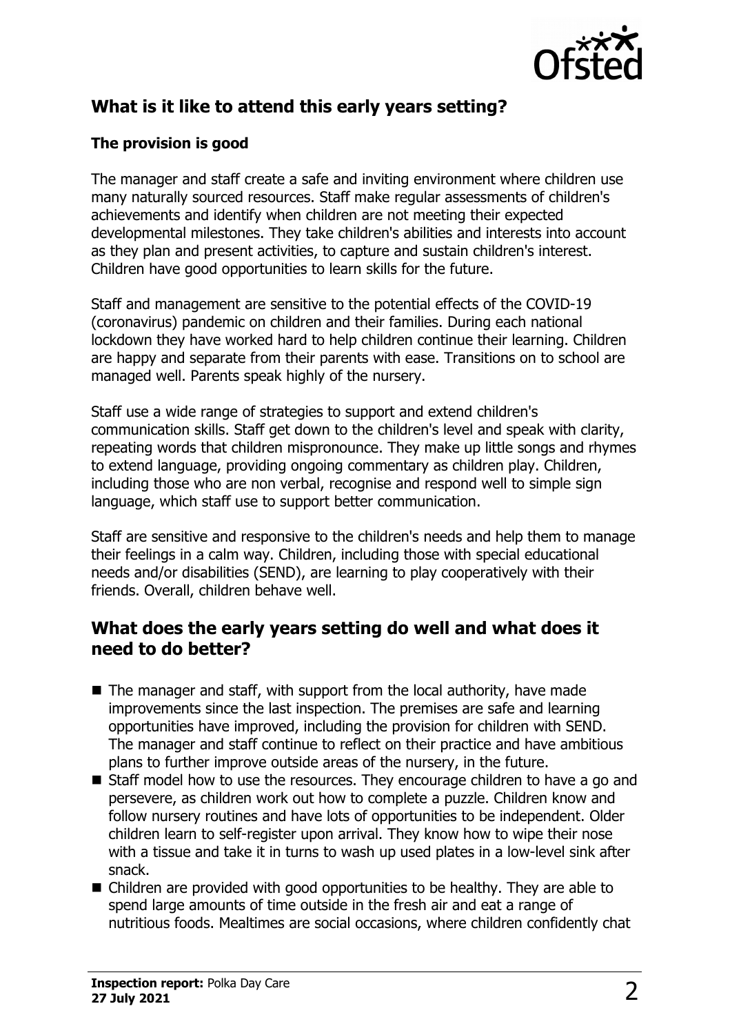## What is it like to attend this early years setting?

### The provision is good

The manager and staff create a safe and inviting environment where children use many naturally sourced resources. Staff make regular assessments of children's achievements and identify when children are not meeting their expected developmental milestones. They take children's abilities and interests into account as they plan and present activities, to capture and sustain children's interest. Children have good opportunities to learn skills for the future.

Staff and management are sensitive to the potential effects of the COVID-19 (coronavirus) pandemic on children and their families. During each national lockdown they have worked hard to help children continue their learning. Children are happy and separate from their parents with ease. Transitions on to school are managed well. Parents speak highly of the nursery.

Staff use a wide range of strategies to support and extend children's communication skills. Staff get down to the children's level and speak with clarity, repeating words that children mispronounce. They make up little songs and rhymes to extend language, providing ongoing commentary as children play. Children, including those who are non verbal, recognise and respond well to simple sign language, which staff use to support better communication.

Staff are sensitive and responsive to the children's needs and help them to manage their feelings in a calm way. Children, including those with special educational needs and/or disabilities (SEND), are learning to play cooperatively with their friends. Overall, children behave well.

## What does the early years setting do well and what does it need to do better?

- The manager and staff, with support from the local authority, have made improvements since the last inspection. The premises are safe and learning opportunities have improved, including the provision for children with SEND. The manager and staff continue to reflect on their practice and have ambitious plans to further improve outside areas of the nursery, in the future.
- Staff model how to use the resources. They encourage children to have a go and persevere, as children work out how to complete a puzzle. Children know and follow nursery routines and have lots of opportunities to be independent. Older children learn to self-register upon arrival. They know how to wipe their nose with a tissue and take it in turns to wash up used plates in a low-level sink after snack.
- Children are provided with good opportunities to be healthy. They are able to spend large amounts of time outside in the fresh air and eat a range of nutritious foods. Mealtimes are social occasions, where children confidently chat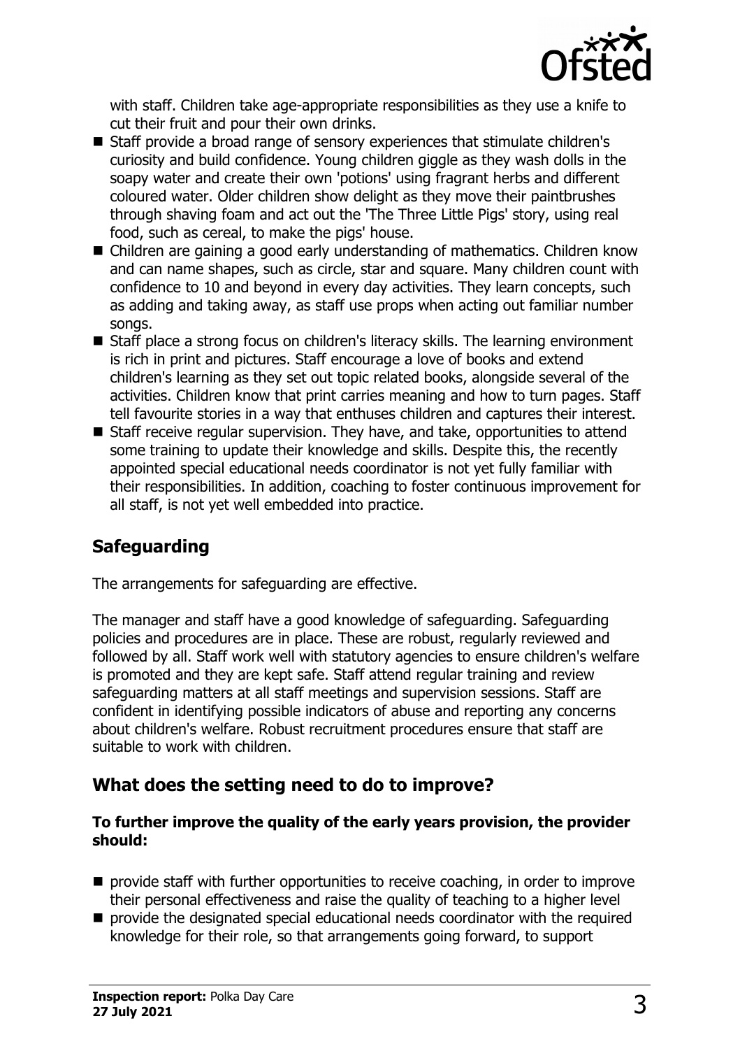with staff. Children take age-appropriate responsibilities as they use a knife to cut their fruit and pour their own drinks.

- Staff provide a broad range of sensory experiences that stimulate children's curiosity and build confidence. Young children giggle as they wash dolls in the soapy water and create their own 'potions' using fragrant herbs and different coloured water. Older children show delight as they move their paintbrushes through shaving foam and act out the 'The Three Little Pigs' story, using real food, such as cereal, to make the pigs' house.
- Children are gaining a good early understanding of mathematics. Children know and can name shapes, such as circle, star and square. Many children count with confidence to 10 and beyond in every day activities. They learn concepts, such as adding and taking away, as staff use props when acting out familiar number songs.
- Staff place a strong focus on children's literacy skills. The learning environment is rich in print and pictures. Staff encourage a love of books and extend children's learning as they set out topic related books, alongside several of the activities. Children know that print carries meaning and how to turn pages. Staff tell favourite stories in a way that enthuses children and captures their interest.
- Staff receive regular supervision. They have, and take, opportunities to attend some training to update their knowledge and skills. Despite this, the recently appointed special educational needs coordinator is not yet fully familiar with their responsibilities. In addition, coaching to foster continuous improvement for all staff, is not yet well embedded into practice.

## Safeguarding

The arrangements for safeguarding are effective.

The manager and staff have a good knowledge of safeguarding. Safeguarding policies and procedures are in place. These are robust, regularly reviewed and followed by all. Staff work well with statutory agencies to ensure children's welfare is promoted and they are kept safe. Staff attend regular training and review safeguarding matters at all staff meetings and supervision sessions. Staff are confident in identifying possible indicators of abuse and reporting any concerns about children's welfare. Robust recruitment procedures ensure that staff are suitable to work with children.

## What does the setting need to do to improve?

**To further improve the quality of the early years provision, the provider should:**

- provide staff with further opportunities to receive coaching, in order to improve their personal effectiveness and raise the quality of teaching to a higher level
- provide the designated special educational needs coordinator with the required knowledge for their role, so that arrangements going forward, to support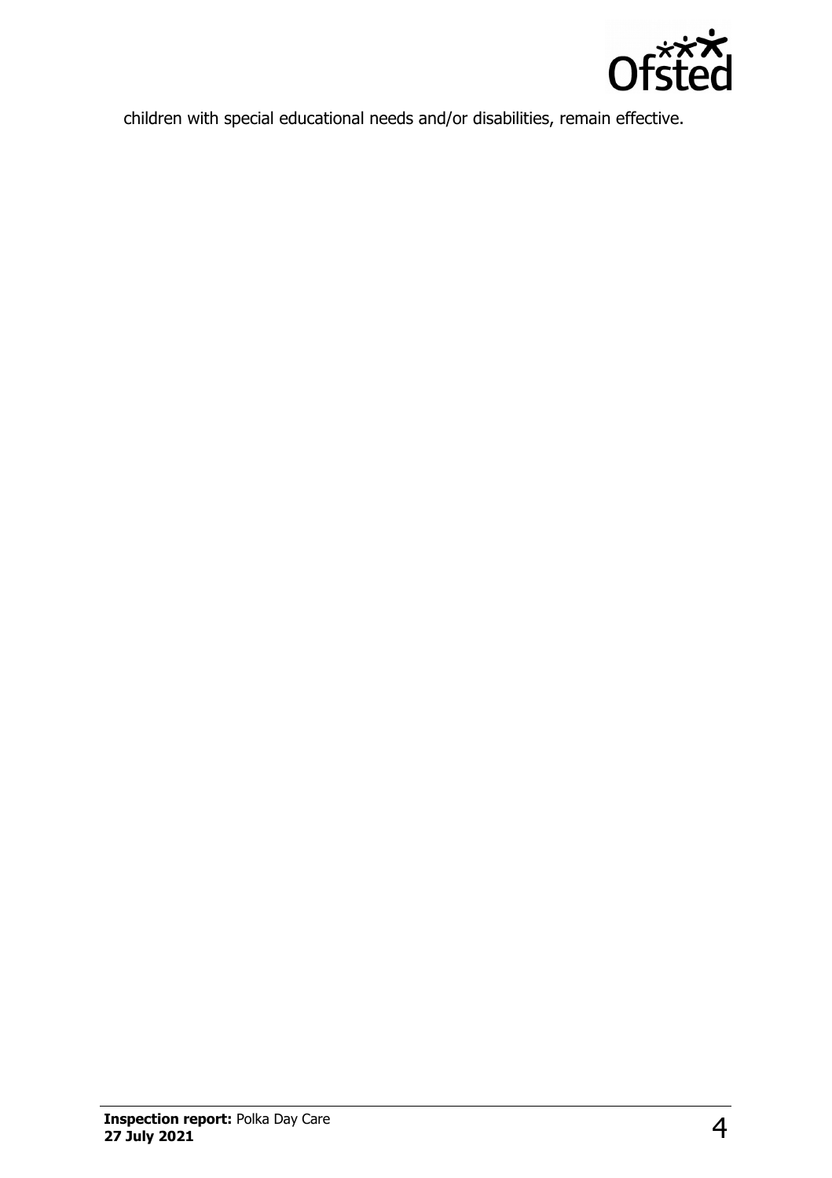children with special educational needs and/or disabilities, remain effective.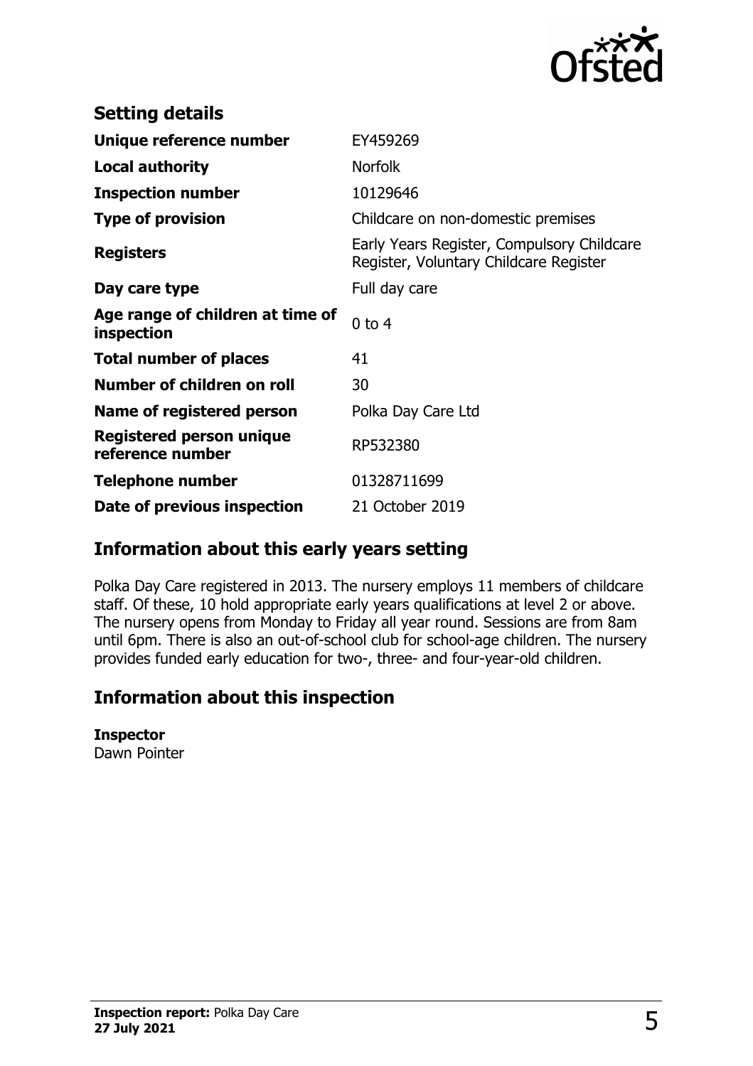## Setting details

| | |
|---|---|
| **Unique reference number** | EY459269 |
| **Local authority** | Norfolk |
| **Inspection number** | 10129646 |
| **Type of provision** | Childcare on non-domestic premises |
| **Registers** | Early Years Register, Compulsory Childcare Register, Voluntary Childcare Register |
| **Day care type** | Full day care |
| **Age range of children at time of inspection** | 0 to 4 |
| **Total number of places** | 41 |
| **Number of children on roll** | 30 |
| **Name of registered person** | Polka Day Care Ltd |
| **Registered person unique reference number** | RP532380 |
| **Telephone number** | 01328711699 |
| **Date of previous inspection** | 21 October 2019 |

## Information about this early years setting

Polka Day Care registered in 2013. The nursery employs 11 members of childcare staff. Of these, 10 hold appropriate early years qualifications at level 2 or above. The nursery opens from Monday to Friday all year round. Sessions are from 8am until 6pm. There is also an out-of-school club for school-age children. The nursery provides funded early education for two-, three- and four-year-old children.

## Information about this inspection

**Inspector**
Dawn Pointer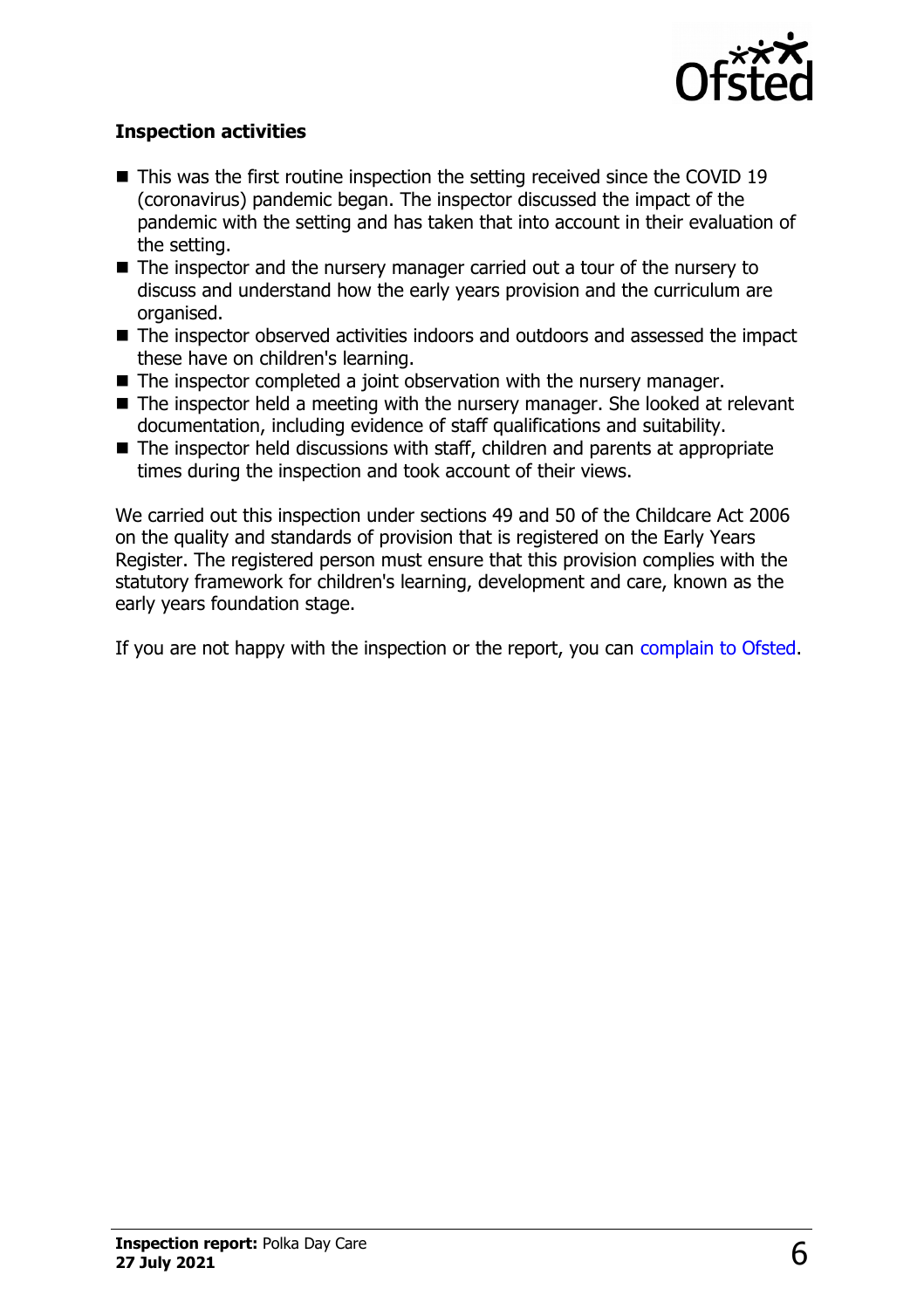**Inspection activities**

- This was the first routine inspection the setting received since the COVID 19 (coronavirus) pandemic began. The inspector discussed the impact of the pandemic with the setting and has taken that into account in their evaluation of the setting.
- The inspector and the nursery manager carried out a tour of the nursery to discuss and understand how the early years provision and the curriculum are organised.
- The inspector observed activities indoors and outdoors and assessed the impact these have on children's learning.
- The inspector completed a joint observation with the nursery manager.
- The inspector held a meeting with the nursery manager. She looked at relevant documentation, including evidence of staff qualifications and suitability.
- The inspector held discussions with staff, children and parents at appropriate times during the inspection and took account of their views.

We carried out this inspection under sections 49 and 50 of the Childcare Act 2006 on the quality and standards of provision that is registered on the Early Years Register. The registered person must ensure that this provision complies with the statutory framework for children's learning, development and care, known as the early years foundation stage.

If you are not happy with the inspection or the report, you can complain to Ofsted.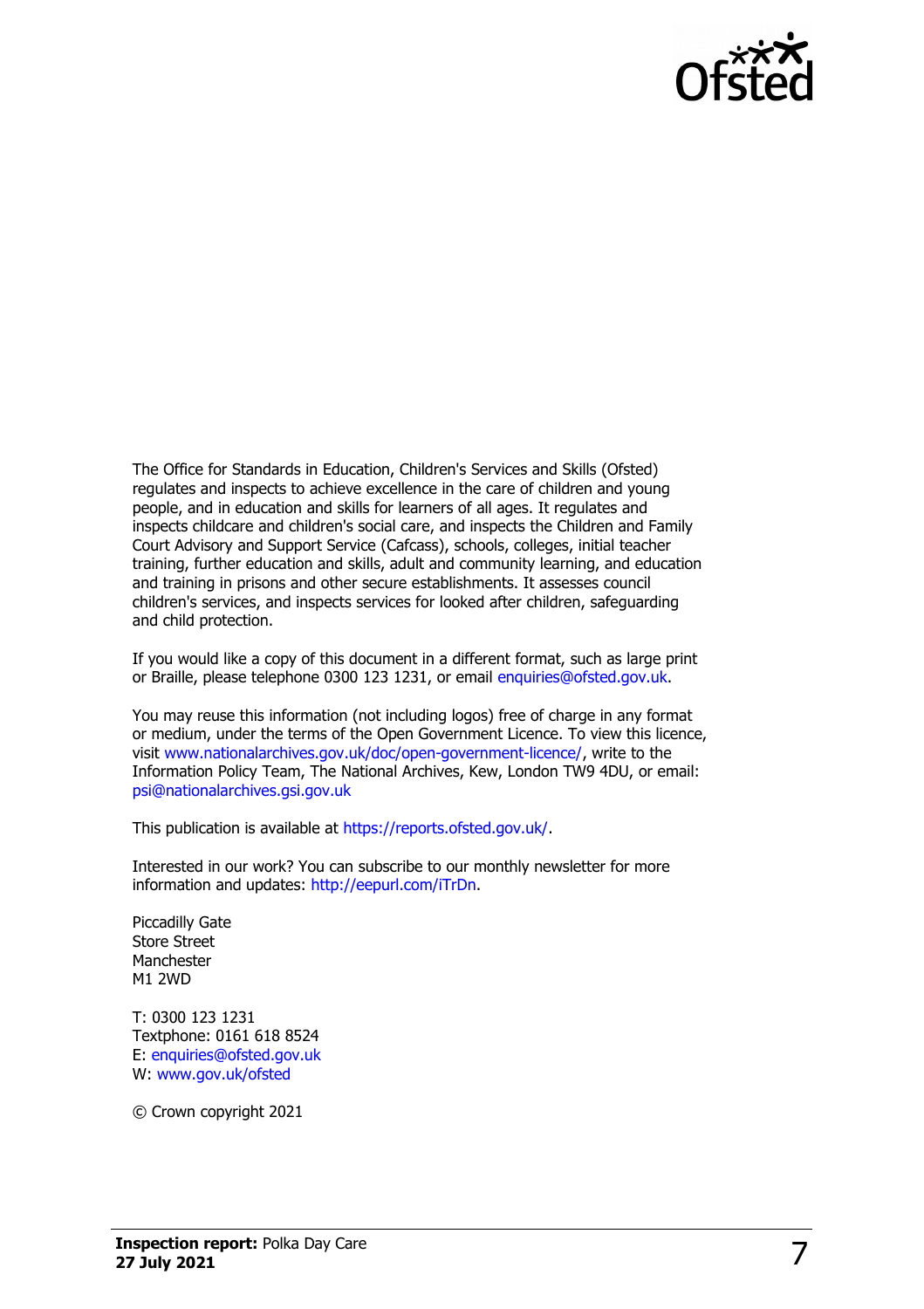The Office for Standards in Education, Children's Services and Skills (Ofsted) regulates and inspects to achieve excellence in the care of children and young people, and in education and skills for learners of all ages. It regulates and inspects childcare and children's social care, and inspects the Children and Family Court Advisory and Support Service (Cafcass), schools, colleges, initial teacher training, further education and skills, adult and community learning, and education and training in prisons and other secure establishments. It assesses council children's services, and inspects services for looked after children, safeguarding and child protection.

If you would like a copy of this document in a different format, such as large print or Braille, please telephone 0300 123 1231, or email enquiries@ofsted.gov.uk.

You may reuse this information (not including logos) free of charge in any format or medium, under the terms of the Open Government Licence. To view this licence, visit www.nationalarchives.gov.uk/doc/open-government-licence/, write to the Information Policy Team, The National Archives, Kew, London TW9 4DU, or email: psi@nationalarchives.gsi.gov.uk

This publication is available at https://reports.ofsted.gov.uk/.

Interested in our work? You can subscribe to our monthly newsletter for more information and updates: http://eepurl.com/iTrDn.

Piccadilly Gate
Store Street
Manchester
M1 2WD

T: 0300 123 1231
Textphone: 0161 618 8524
E: enquiries@ofsted.gov.uk
W: www.gov.uk/ofsted

© Crown copyright 2021